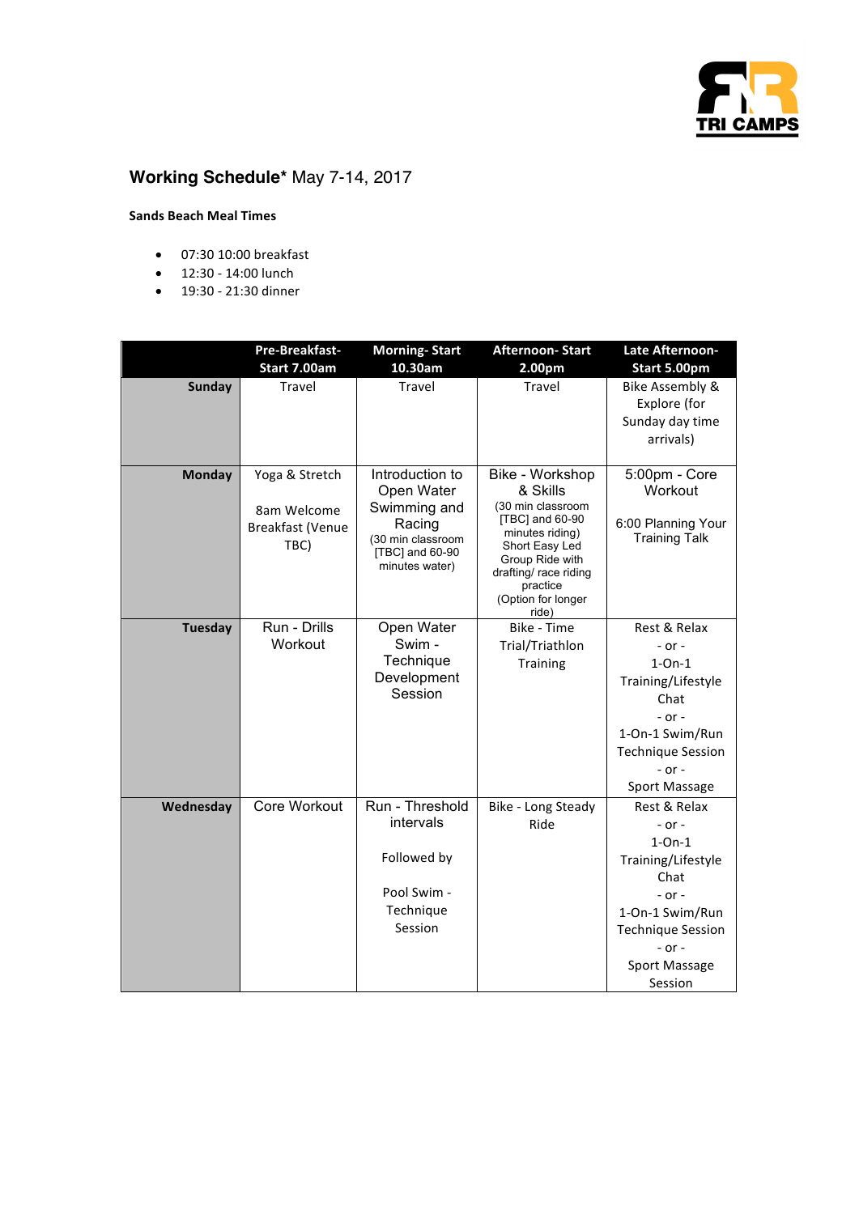TRI CAMPS

# **Working Schedule*** May 7-14, 2017

**Sands Beach Meal Times**

- 07:30 10:00 breakfast
- 12:30 - 14:00 lunch
- 19:30 - 21:30 dinner

| | Pre-Breakfast- Start 7.00am | Morning- Start 10.30am | Afternoon- Start 2.00pm | Late Afternoon- Start 5.00pm |
|---|---|---|---|---|
| **Sunday** | Travel | Travel | Travel | Bike Assembly & Explore (for Sunday day time arrivals) |
| **Monday** | Yoga & Stretch<br><br>8am Welcome Breakfast (Venue TBC) | Introduction to Open Water Swimming and Racing<br>(30 min classroom [TBC] and 60-90 minutes water) | Bike - Workshop & Skills<br>(30 min classroom [TBC] and 60-90 minutes riding) Short Easy Led Group Ride with drafting/ race riding practice<br>(Option for longer ride) | 5:00pm - Core Workout<br><br>6:00 Planning Your Training Talk |
| **Tuesday** | Run - Drills Workout | Open Water Swim - Technique Development Session | Bike - Time Trial/Triathlon Training | Rest & Relax<br>- or -<br>1-On-1 Training/Lifestyle Chat<br>- or -<br>1-On-1 Swim/Run Technique Session<br>- or -<br>Sport Massage |
| **Wednesday** | Core Workout | Run - Threshold intervals<br><br>Followed by<br><br>Pool Swim - Technique Session | Bike - Long Steady Ride | Rest & Relax<br>- or -<br>1-On-1 Training/Lifestyle Chat<br>- or -<br>1-On-1 Swim/Run Technique Session<br>- or -<br>Sport Massage Session |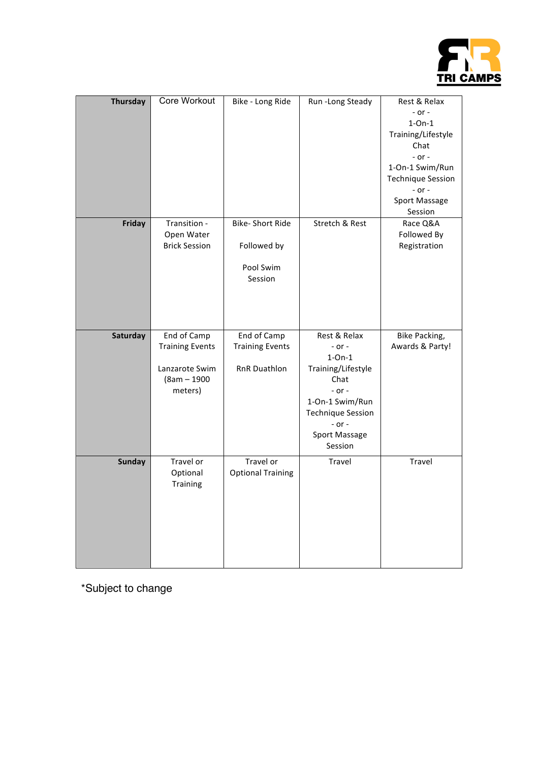| | | | | |
|---|---|---|---|---|
| **Thursday** | Core Workout | Bike - Long Ride | Run -Long Steady | Rest & Relax - or - 1-On-1 Training/Lifestyle Chat - or - 1-On-1 Swim/Run Technique Session - or - Sport Massage Session |
| **Friday** | Transition - Open Water Brick Session | Bike- Short Ride Followed by Pool Swim Session | Stretch & Rest | Race Q&A Followed By Registration |
| **Saturday** | End of Camp Training Events Lanzarote Swim (8am – 1900 meters) | End of Camp Training Events RnR Duathlon | Rest & Relax - or - 1-On-1 Training/Lifestyle Chat - or - 1-On-1 Swim/Run Technique Session - or - Sport Massage Session | Bike Packing, Awards & Party! |
| **Sunday** | Travel or Optional Training | Travel or Optional Training | Travel | Travel |

*Subject to change